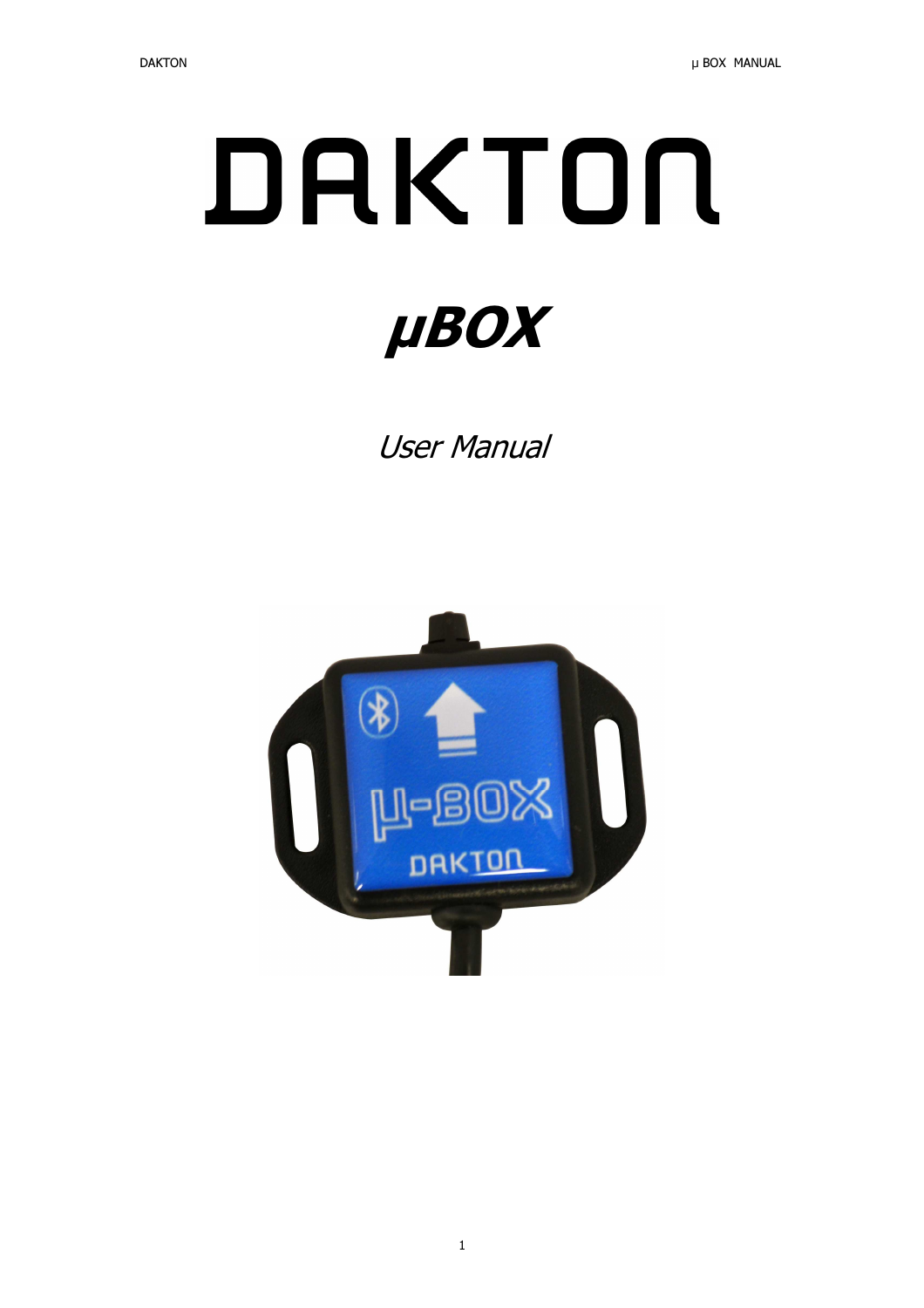# DAKTON

# *μBOX*

*User Manual*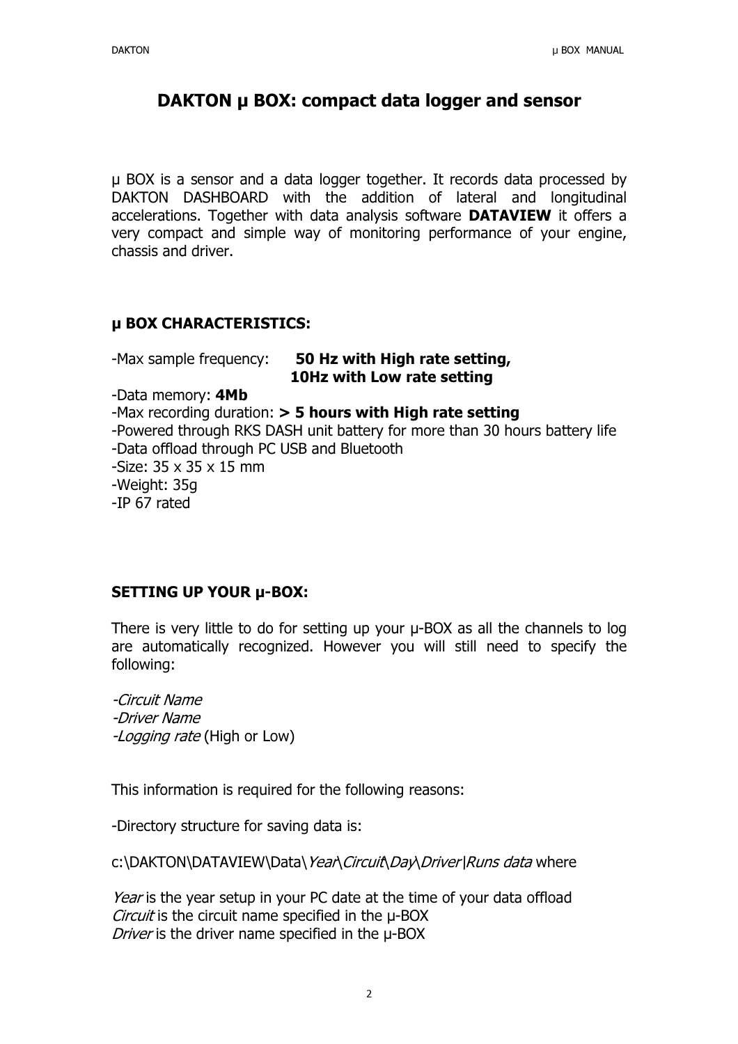# DAKTON µ BOX: compact data logger and sensor

µ BOX is a sensor and a data logger together. It records data processed by DAKTON DASHBOARD with the addition of lateral and longitudinal accelerations. Together with data analysis software **DATAVIEW** it offers a very compact and simple way of monitoring performance of your engine, chassis and driver.

### µ BOX CHARACTERISTICS:

-Max sample frequency: **50 Hz with High rate setting,**
**10Hz with Low rate setting**

-Data memory: **4Mb**
-Max recording duration: **> 5 hours with High rate setting**
-Powered through RKS DASH unit battery for more than 30 hours battery life
-Data offload through PC USB and Bluetooth
-Size: 35 x 35 x 15 mm
-Weight: 35g
-IP 67 rated

### SETTING UP YOUR µ-BOX:

There is very little to do for setting up your µ-BOX as all the channels to log are automatically recognized. However you will still need to specify the following:

*-Circuit Name*
*-Driver Name*
*-Logging rate* (High or Low)

This information is required for the following reasons:

-Directory structure for saving data is:

c:\DAKTON\DATAVIEW\Data\*Year*\*Circuit*\*Day*\*Driver* |*Runs data* where

*Year* is the year setup in your PC date at the time of your data offload
*Circuit* is the circuit name specified in the µ-BOX
*Driver* is the driver name specified in the µ-BOX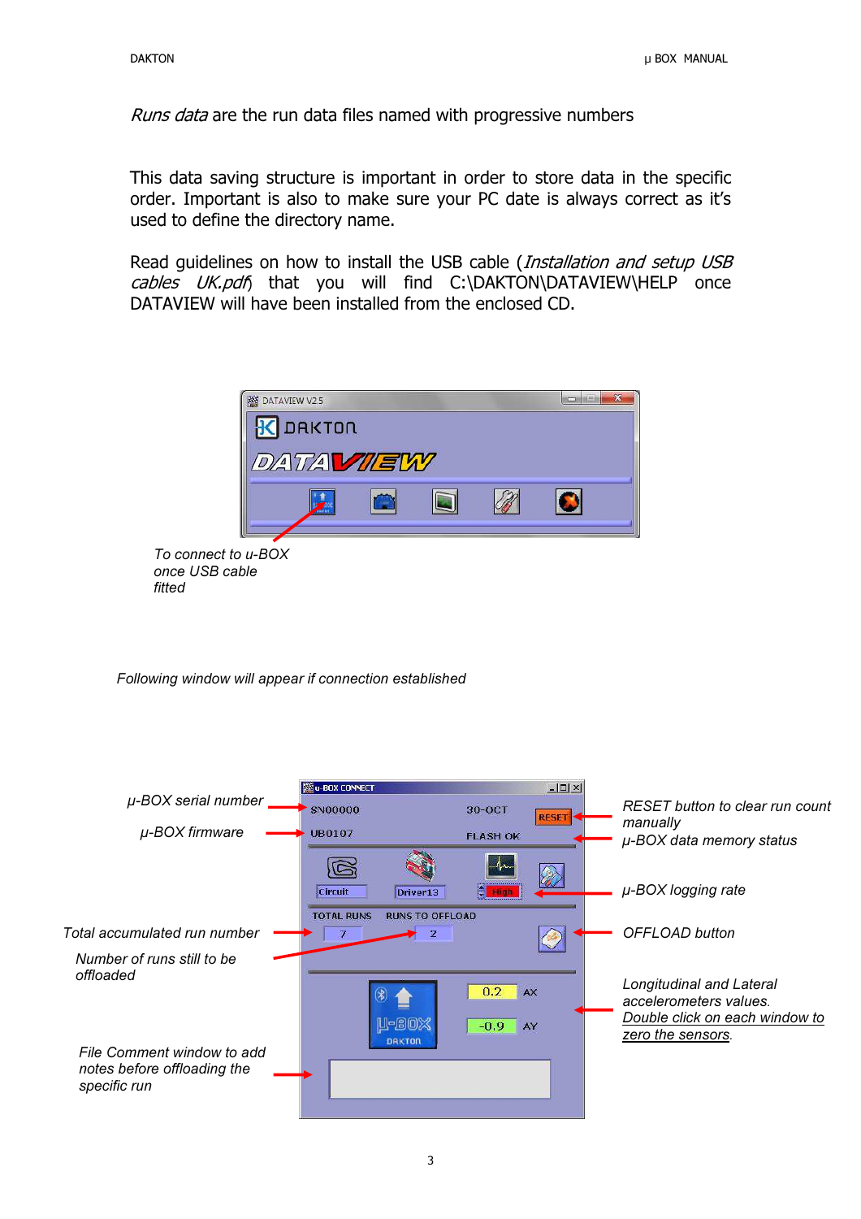*Runs data* are the run data files named with progressive numbers

This data saving structure is important in order to store data in the specific order. Important is also to make sure your PC date is always correct as it's used to define the directory name.

Read guidelines on how to install the USB cable (*Installation and setup USB cables UK.pdf*) that you will find C:\DAKTON\DATAVIEW\HELP once DATAVIEW will have been installed from the enclosed CD.

*To connect to u-BOX once USB cable fitted*

*Following window will appear if connection established*

*μ-BOX serial number*

*μ-BOX firmware*

*Total accumulated run number*

*Number of runs still to be offloaded*

*File Comment window to add notes before offloading the specific run*

*RESET button to clear run count manually*

*μ-BOX data memory status*

*μ-BOX logging rate*

*OFFLOAD button*

*Longitudinal and Lateral accelerometers values.*
*Double click on each window to zero the sensors.*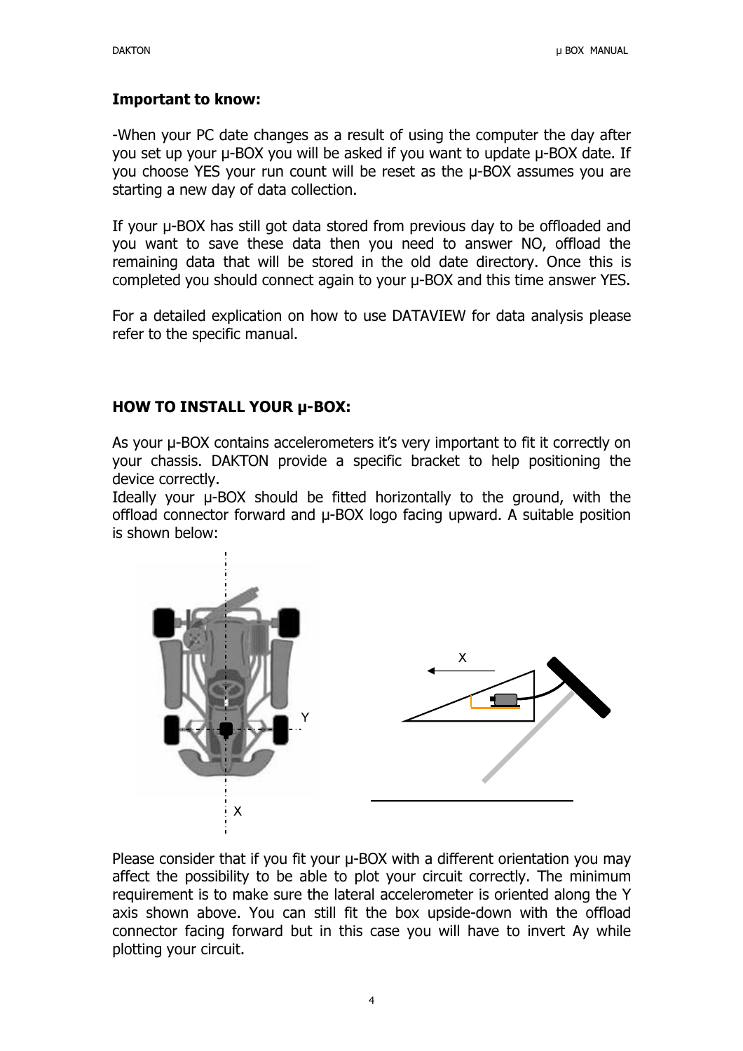**Important to know:**

-When your PC date changes as a result of using the computer the day after you set up your µ-BOX you will be asked if you want to update µ-BOX date. If you choose YES your run count will be reset as the µ-BOX assumes you are starting a new day of data collection.

If your µ-BOX has still got data stored from previous day to be offloaded and you want to save these data then you need to answer NO, offload the remaining data that will be stored in the old date directory. Once this is completed you should connect again to your µ-BOX and this time answer YES.

For a detailed explication on how to use DATAVIEW for data analysis please refer to the specific manual.

## HOW TO INSTALL YOUR µ-BOX:

As your µ-BOX contains accelerometers it's very important to fit it correctly on your chassis. DAKTON provide a specific bracket to help positioning the device correctly.
Ideally your µ-BOX should be fitted horizontally to the ground, with the offload connector forward and µ-BOX logo facing upward. A suitable position is shown below:

Please consider that if you fit your µ-BOX with a different orientation you may affect the possibility to be able to plot your circuit correctly. The minimum requirement is to make sure the lateral accelerometer is oriented along the Y axis shown above. You can still fit the box upside-down with the offload connector facing forward but in this case you will have to invert Ay while plotting your circuit.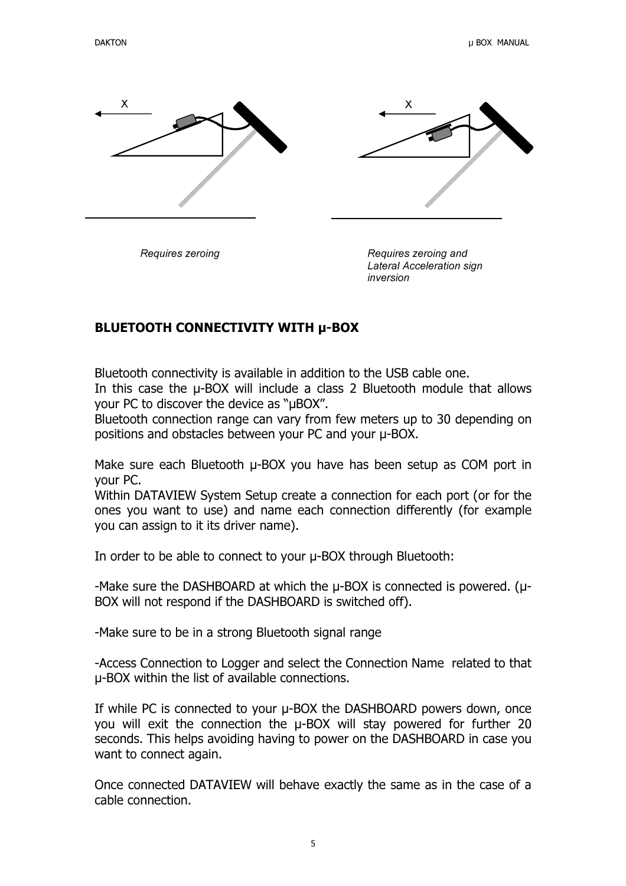X

X

*Requires zeroing*

*Requires zeroing and Lateral Acceleration sign inversion*

## BLUETOOTH CONNECTIVITY WITH µ-BOX

Bluetooth connectivity is available in addition to the USB cable one.
In this case the µ-BOX will include a class 2 Bluetooth module that allows your PC to discover the device as "µBOX".
Bluetooth connection range can vary from few meters up to 30 depending on positions and obstacles between your PC and your µ-BOX.

Make sure each Bluetooth µ-BOX you have has been setup as COM port in your PC.
Within DATAVIEW System Setup create a connection for each port (or for the ones you want to use) and name each connection differently (for example you can assign to it its driver name).

In order to be able to connect to your µ-BOX through Bluetooth:

-Make sure the DASHBOARD at which the µ-BOX is connected is powered. (µ-BOX will not respond if the DASHBOARD is switched off).

-Make sure to be in a strong Bluetooth signal range

-Access Connection to Logger and select the Connection Name related to that µ-BOX within the list of available connections.

If while PC is connected to your µ-BOX the DASHBOARD powers down, once you will exit the connection the µ-BOX will stay powered for further 20 seconds. This helps avoiding having to power on the DASHBOARD in case you want to connect again.

Once connected DATAVIEW will behave exactly the same as in the case of a cable connection.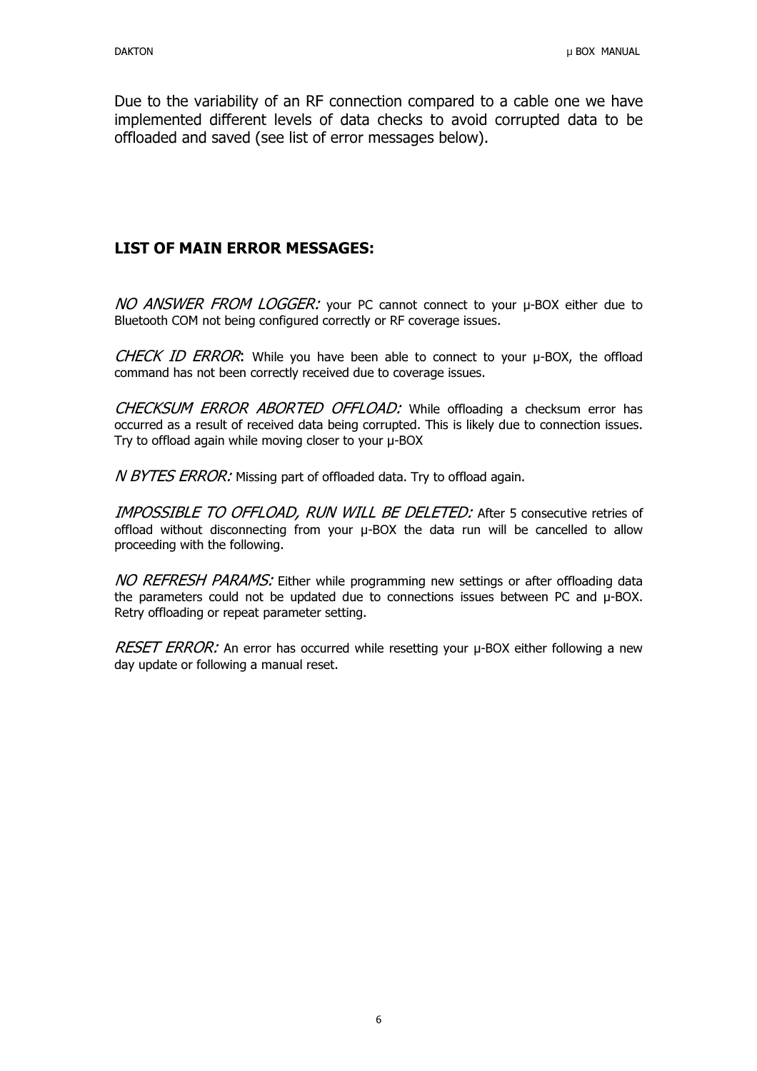Due to the variability of an RF connection compared to a cable one we have implemented different levels of data checks to avoid corrupted data to be offloaded and saved (see list of error messages below).

## LIST OF MAIN ERROR MESSAGES:

*NO ANSWER FROM LOGGER:* your PC cannot connect to your μ-BOX either due to Bluetooth COM not being configured correctly or RF coverage issues.

*CHECK ID ERROR*: While you have been able to connect to your μ-BOX, the offload command has not been correctly received due to coverage issues.

*CHECKSUM ERROR ABORTED OFFLOAD:* While offloading a checksum error has occurred as a result of received data being corrupted. This is likely due to connection issues. Try to offload again while moving closer to your μ-BOX

*N BYTES ERROR:* Missing part of offloaded data. Try to offload again.

*IMPOSSIBLE TO OFFLOAD, RUN WILL BE DELETED:* After 5 consecutive retries of offload without disconnecting from your μ-BOX the data run will be cancelled to allow proceeding with the following.

*NO REFRESH PARAMS:* Either while programming new settings or after offloading data the parameters could not be updated due to connections issues between PC and μ-BOX. Retry offloading or repeat parameter setting.

*RESET ERROR:* An error has occurred while resetting your μ-BOX either following a new day update or following a manual reset.